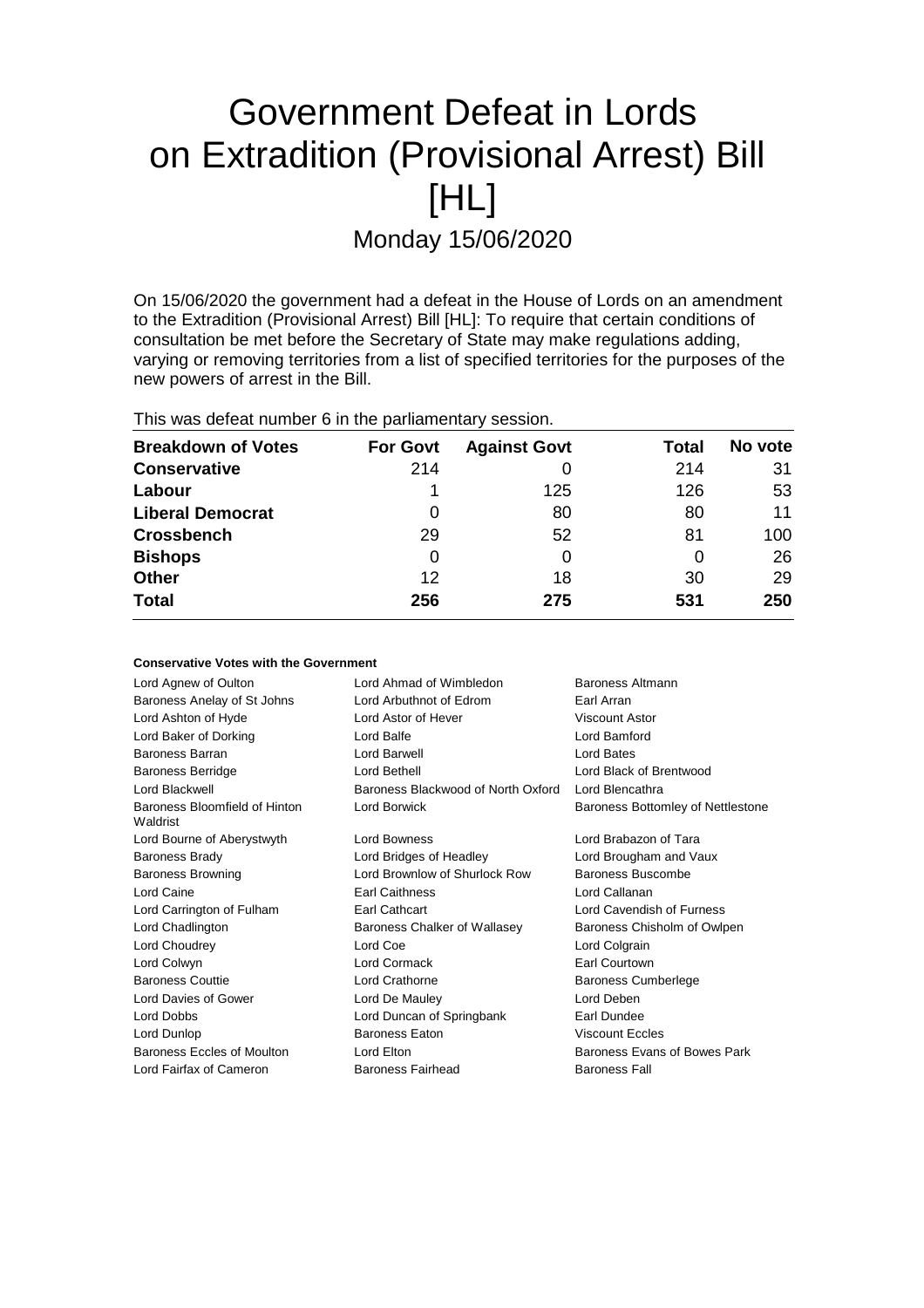# Government Defeat in Lords on Extradition (Provisional Arrest) Bill [HL]

Monday 15/06/2020

On 15/06/2020 the government had a defeat in the House of Lords on an amendment to the Extradition (Provisional Arrest) Bill [HL]: To require that certain conditions of consultation be met before the Secretary of State may make regulations adding, varying or removing territories from a list of specified territories for the purposes of the new powers of arrest in the Bill.

This was defeat number 6 in the parliamentary session.

| Breakdown of Votes | For Govt | Against Govt | Total | No vote |
|---|---|---|---|---|
| **Conservative** | 214 | 0 | 214 | 31 |
| **Labour** | 1 | 125 | 126 | 53 |
| **Liberal Democrat** | 0 | 80 | 80 | 11 |
| **Crossbench** | 29 | 52 | 81 | 100 |
| **Bishops** | 0 | 0 | 0 | 26 |
| **Other** | 12 | 18 | 30 | 29 |
| **Total** | 256 | 275 | 531 | 250 |

**Conservative Votes with the Government**

| | | |
|---|---|---|
| Lord Agnew of Oulton | Lord Ahmad of Wimbledon | Baroness Altmann |
| Baroness Anelay of St Johns | Lord Arbuthnot of Edrom | Earl Arran |
| Lord Ashton of Hyde | Lord Astor of Hever | Viscount Astor |
| Lord Baker of Dorking | Lord Balfe | Lord Bamford |
| Baroness Barran | Lord Barwell | Lord Bates |
| Baroness Berridge | Lord Bethell | Lord Black of Brentwood |
| Lord Blackwell | Baroness Blackwood of North Oxford | Lord Blencathra |
| Baroness Bloomfield of Hinton Waldrist | Lord Borwick | Baroness Bottomley of Nettlestone |
| Lord Bourne of Aberystwyth | Lord Bowness | Lord Brabazon of Tara |
| Baroness Brady | Lord Bridges of Headley | Lord Brougham and Vaux |
| Baroness Browning | Lord Brownlow of Shurlock Row | Baroness Buscombe |
| Lord Caine | Earl Caithness | Lord Callanan |
| Lord Carrington of Fulham | Earl Cathcart | Lord Cavendish of Furness |
| Lord Chadlington | Baroness Chalker of Wallasey | Baroness Chisholm of Owlpen |
| Lord Choudrey | Lord Coe | Lord Colgrain |
| Lord Colwyn | Lord Cormack | Earl Courtown |
| Baroness Couttie | Lord Crathorne | Baroness Cumberlege |
| Lord Davies of Gower | Lord De Mauley | Lord Deben |
| Lord Dobbs | Lord Duncan of Springbank | Earl Dundee |
| Lord Dunlop | Baroness Eaton | Viscount Eccles |
| Baroness Eccles of Moulton | Lord Elton | Baroness Evans of Bowes Park |
| Lord Fairfax of Cameron | Baroness Fairhead | Baroness Fall |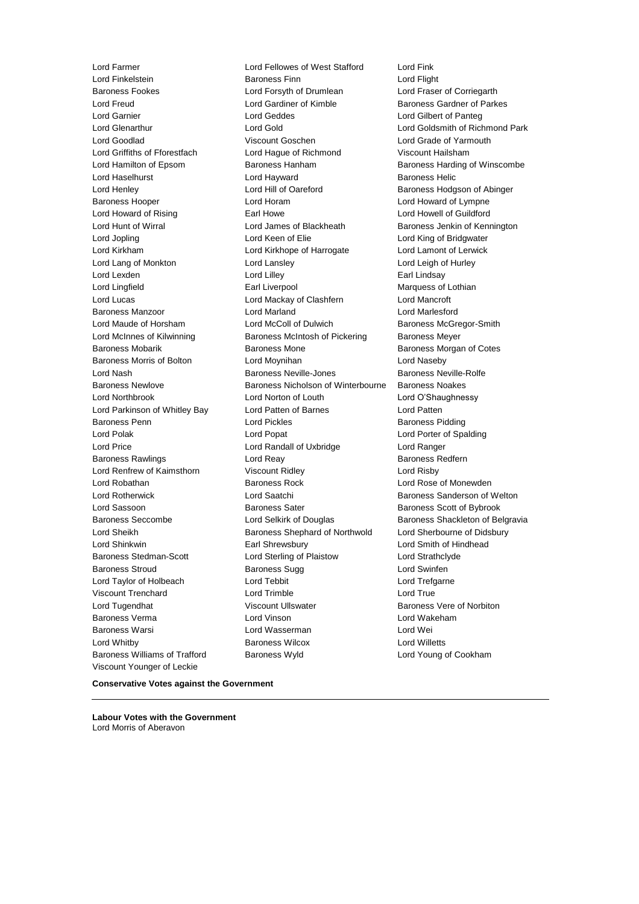Lord Farmer
Lord Fellowes of West Stafford
Lord Fink
Lord Finkelstein
Baroness Finn
Lord Flight
Baroness Fookes
Lord Forsyth of Drumlean
Lord Fraser of Corriegarth
Lord Freud
Lord Gardiner of Kimble
Baroness Gardner of Parkes
Lord Garnier
Lord Geddes
Lord Gilbert of Panteg
Lord Glenarthur
Lord Gold
Lord Goldsmith of Richmond Park
Lord Goodlad
Viscount Goschen
Lord Grade of Yarmouth
Lord Griffiths of Fforestfach
Lord Hague of Richmond
Viscount Hailsham
Lord Hamilton of Epsom
Baroness Hanham
Baroness Harding of Winscombe
Lord Haselhurst
Lord Hayward
Baroness Helic
Lord Henley
Lord Hill of Oareford
Baroness Hodgson of Abinger
Baroness Hooper
Lord Horam
Lord Howard of Lympne
Lord Howard of Rising
Earl Howe
Lord Howell of Guildford
Lord Hunt of Wirral
Lord James of Blackheath
Baroness Jenkin of Kennington
Lord Jopling
Lord Keen of Elie
Lord King of Bridgwater
Lord Kirkham
Lord Kirkhope of Harrogate
Lord Lamont of Lerwick
Lord Lang of Monkton
Lord Lansley
Lord Leigh of Hurley
Lord Lexden
Lord Lilley
Earl Lindsay
Lord Lingfield
Earl Liverpool
Marquess of Lothian
Lord Lucas
Lord Mackay of Clashfern
Lord Mancroft
Baroness Manzoor
Lord Marland
Lord Marlesford
Lord Maude of Horsham
Lord McColl of Dulwich
Baroness McGregor-Smith
Lord McInnes of Kilwinning
Baroness McIntosh of Pickering
Baroness Meyer
Baroness Mobarik
Baroness Mone
Baroness Morgan of Cotes
Baroness Morris of Bolton
Lord Moynihan
Lord Naseby
Lord Nash
Baroness Neville-Jones
Baroness Neville-Rolfe
Baroness Newlove
Baroness Nicholson of Winterbourne
Baroness Noakes
Lord Northbrook
Lord Norton of Louth
Lord O'Shaughnessy
Lord Parkinson of Whitley Bay
Lord Patten of Barnes
Lord Patten
Baroness Penn
Lord Pickles
Baroness Pidding
Lord Polak
Lord Popat
Lord Porter of Spalding
Lord Price
Lord Randall of Uxbridge
Lord Ranger
Baroness Rawlings
Lord Reay
Baroness Redfern
Lord Renfrew of Kaimsthorn
Viscount Ridley
Lord Risby
Lord Robathan
Baroness Rock
Lord Rose of Monewden
Lord Rotherwick
Lord Saatchi
Baroness Sanderson of Welton
Lord Sassoon
Baroness Sater
Baroness Scott of Bybrook
Baroness Seccombe
Lord Selkirk of Douglas
Baroness Shackleton of Belgravia
Lord Sheikh
Baroness Shephard of Northwold
Lord Sherbourne of Didsbury
Lord Shinkwin
Earl Shrewsbury
Lord Smith of Hindhead
Baroness Stedman-Scott
Lord Sterling of Plaistow
Lord Strathclyde
Baroness Stroud
Baroness Sugg
Lord Swinfen
Lord Taylor of Holbeach
Lord Tebbit
Lord Trefgarne
Viscount Trenchard
Lord Trimble
Lord True
Lord Tugendhat
Viscount Ullswater
Baroness Vere of Norbiton
Baroness Verma
Lord Vinson
Lord Wakeham
Baroness Warsi
Lord Wasserman
Lord Wei
Lord Whitby
Baroness Wilcox
Lord Willetts
Baroness Williams of Trafford
Baroness Wyld
Lord Young of Cookham
Viscount Younger of Leckie

**Conservative Votes against the Government**

---

**Labour Votes with the Government**

Lord Morris of Aberavon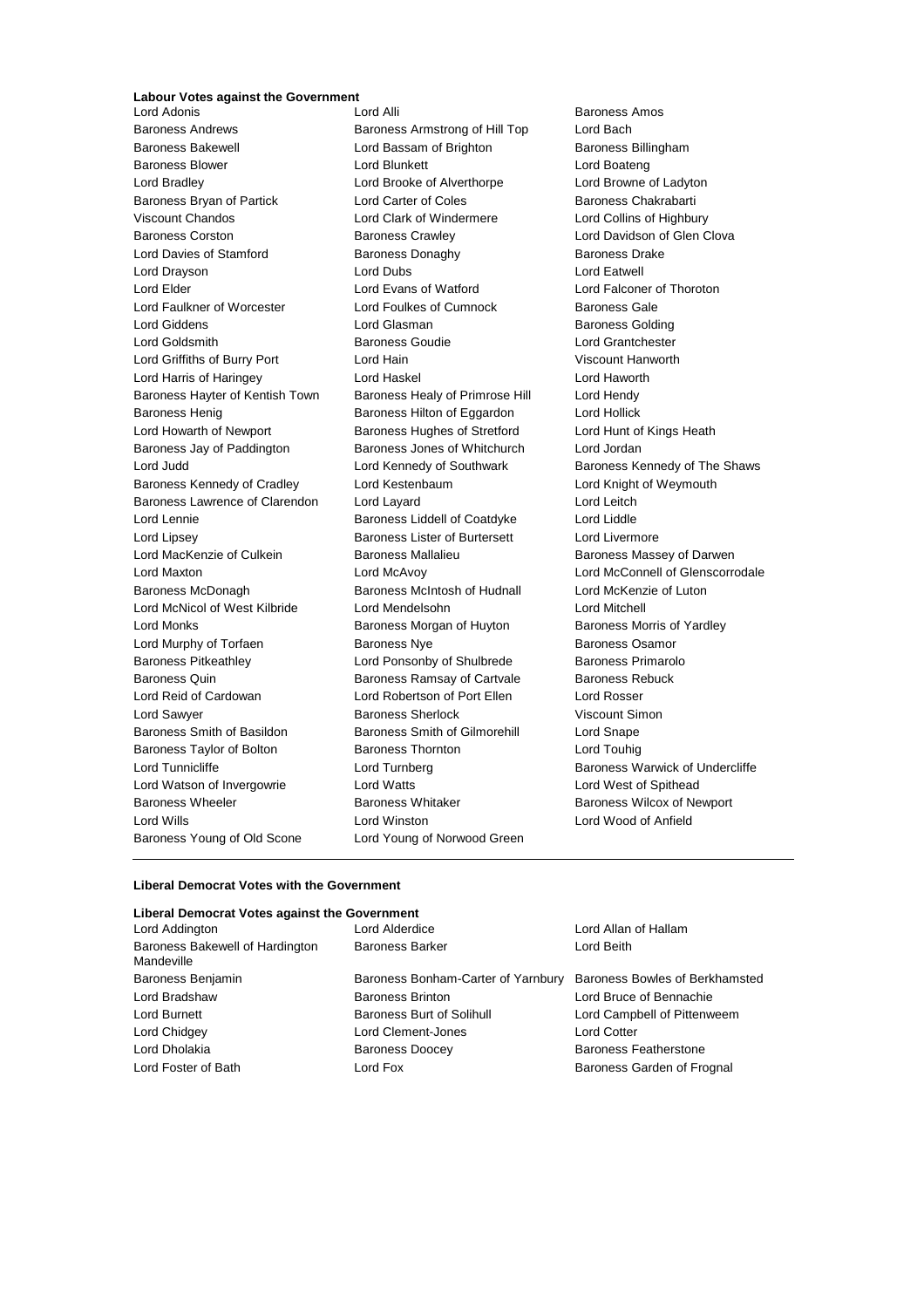**Labour Votes against the Government**

Lord Adonis
Lord Alli
Baroness Amos
Baroness Andrews
Baroness Armstrong of Hill Top
Lord Bach
Baroness Bakewell
Lord Bassam of Brighton
Baroness Billingham
Baroness Blower
Lord Blunkett
Lord Boateng
Lord Bradley
Lord Brooke of Alverthorpe
Lord Browne of Ladyton
Baroness Bryan of Partick
Lord Carter of Coles
Baroness Chakrabarti
Viscount Chandos
Lord Clark of Windermere
Lord Collins of Highbury
Baroness Corston
Baroness Crawley
Lord Davidson of Glen Clova
Lord Davies of Stamford
Baroness Donaghy
Baroness Drake
Lord Drayson
Lord Dubs
Lord Eatwell
Lord Elder
Lord Evans of Watford
Lord Falconer of Thoroton
Lord Faulkner of Worcester
Lord Foulkes of Cumnock
Baroness Gale
Lord Giddens
Lord Glasman
Baroness Golding
Lord Goldsmith
Baroness Goudie
Lord Grantchester
Lord Griffiths of Burry Port
Lord Hain
Viscount Hanworth
Lord Harris of Haringey
Lord Haskel
Lord Haworth
Baroness Hayter of Kentish Town
Baroness Healy of Primrose Hill
Lord Hendy
Baroness Henig
Baroness Hilton of Eggardon
Lord Hollick
Lord Howarth of Newport
Baroness Hughes of Stretford
Lord Hunt of Kings Heath
Baroness Jay of Paddington
Baroness Jones of Whitchurch
Lord Jordan
Lord Judd
Lord Kennedy of Southwark
Baroness Kennedy of The Shaws
Baroness Kennedy of Cradley
Lord Kestenbaum
Lord Knight of Weymouth
Baroness Lawrence of Clarendon
Lord Layard
Lord Leitch
Lord Lennie
Baroness Liddell of Coatdyke
Lord Liddle
Lord Lipsey
Baroness Lister of Burtersett
Lord Livermore
Lord MacKenzie of Culkein
Baroness Mallalieu
Baroness Massey of Darwen
Lord Maxton
Lord McAvoy
Lord McConnell of Glenscorrodale
Baroness McDonagh
Baroness McIntosh of Hudnall
Lord McKenzie of Luton
Lord McNicol of West Kilbride
Lord Mendelsohn
Lord Mitchell
Lord Monks
Baroness Morgan of Huyton
Baroness Morris of Yardley
Lord Murphy of Torfaen
Baroness Nye
Baroness Osamor
Baroness Pitkeathley
Lord Ponsonby of Shulbrede
Baroness Primarolo
Baroness Quin
Baroness Ramsay of Cartvale
Baroness Rebuck
Lord Reid of Cardowan
Lord Robertson of Port Ellen
Lord Rosser
Lord Sawyer
Baroness Sherlock
Viscount Simon
Baroness Smith of Basildon
Baroness Smith of Gilmorehill
Lord Snape
Baroness Taylor of Bolton
Baroness Thornton
Lord Touhig
Lord Tunnicliffe
Lord Turnberg
Baroness Warwick of Undercliffe
Lord Watson of Invergowrie
Lord Watts
Lord West of Spithead
Baroness Wheeler
Baroness Whitaker
Baroness Wilcox of Newport
Lord Wills
Lord Winston
Lord Wood of Anfield
Baroness Young of Old Scone
Lord Young of Norwood Green

---

**Liberal Democrat Votes with the Government**

**Liberal Democrat Votes against the Government**

Lord Addington
Lord Alderdice
Lord Allan of Hallam
Baroness Bakewell of Hardington Mandeville
Baroness Barker
Lord Beith
Baroness Benjamin
Baroness Bonham-Carter of Yarnbury
Baroness Bowles of Berkhamsted
Lord Bradshaw
Baroness Brinton
Lord Bruce of Bennachie
Lord Burnett
Baroness Burt of Solihull
Lord Campbell of Pittenweem
Lord Chidgey
Lord Clement-Jones
Lord Cotter
Lord Dholakia
Baroness Doocey
Baroness Featherstone
Lord Foster of Bath
Lord Fox
Baroness Garden of Frognal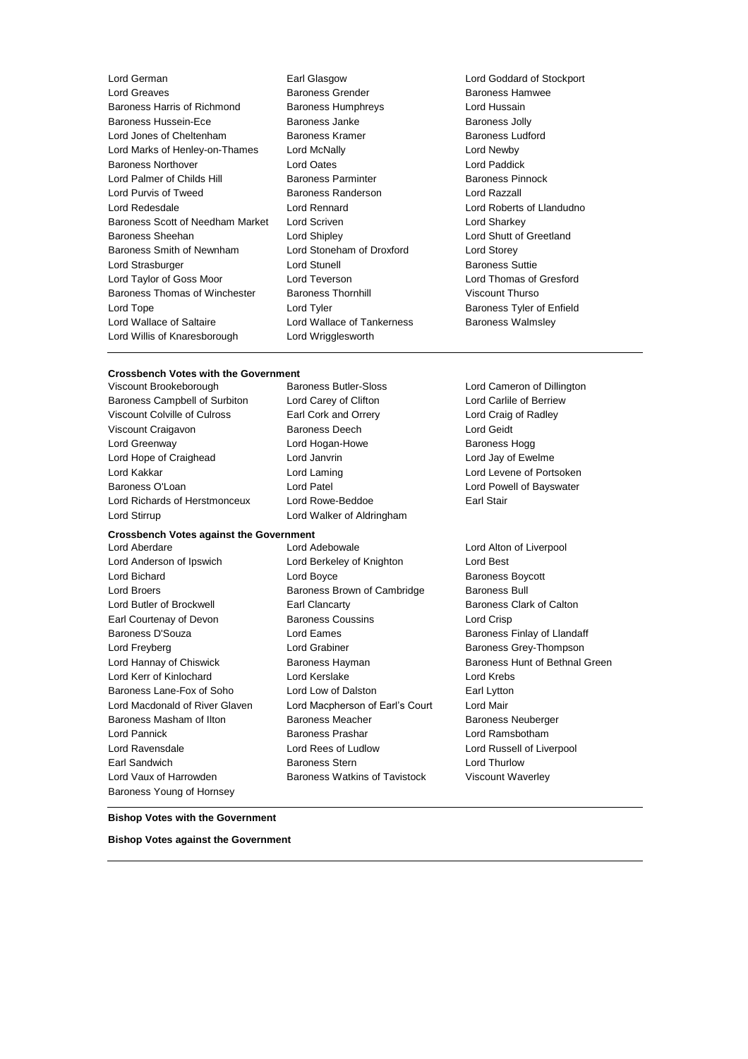Lord German | Earl Glasgow | Lord Goddard of Stockport
Lord Greaves | Baroness Grender | Baroness Hamwee
Baroness Harris of Richmond | Baroness Humphreys | Lord Hussain
Baroness Hussein-Ece | Baroness Janke | Baroness Jolly
Lord Jones of Cheltenham | Baroness Kramer | Baroness Ludford
Lord Marks of Henley-on-Thames | Lord McNally | Lord Newby
Baroness Northover | Lord Oates | Lord Paddick
Lord Palmer of Childs Hill | Baroness Parminter | Baroness Pinnock
Lord Purvis of Tweed | Baroness Randerson | Lord Razzall
Lord Redesdale | Lord Rennard | Lord Roberts of Llandudno
Baroness Scott of Needham Market | Lord Scriven | Lord Sharkey
Baroness Sheehan | Lord Shipley | Lord Shutt of Greetland
Baroness Smith of Newnham | Lord Stoneham of Droxford | Lord Storey
Lord Strasburger | Lord Stunell | Baroness Suttie
Lord Taylor of Goss Moor | Lord Teverson | Lord Thomas of Gresford
Baroness Thomas of Winchester | Baroness Thornhill | Viscount Thurso
Lord Tope | Lord Tyler | Baroness Tyler of Enfield
Lord Wallace of Saltaire | Lord Wallace of Tankerness | Baroness Walmsley
Lord Willis of Knaresborough | Lord Wrigglesworth

**Crossbench Votes with the Government**

Viscount Brookeborough | Baroness Butler-Sloss | Lord Cameron of Dillington
Baroness Campbell of Surbiton | Lord Carey of Clifton | Lord Carlile of Berriew
Viscount Colville of Culross | Earl Cork and Orrery | Lord Craig of Radley
Viscount Craigavon | Baroness Deech | Lord Geidt
Lord Greenway | Lord Hogan-Howe | Baroness Hogg
Lord Hope of Craighead | Lord Janvrin | Lord Jay of Ewelme
Lord Kakkar | Lord Laming | Lord Levene of Portsoken
Baroness O'Loan | Lord Patel | Lord Powell of Bayswater
Lord Richards of Herstmonceux | Lord Rowe-Beddoe | Earl Stair
Lord Stirrup | Lord Walker of Aldringham

**Crossbench Votes against the Government**

Lord Aberdare | Lord Adebowale | Lord Alton of Liverpool
Lord Anderson of Ipswich | Lord Berkeley of Knighton | Lord Best
Lord Bichard | Lord Boyce | Baroness Boycott
Lord Broers | Baroness Brown of Cambridge | Baroness Bull
Lord Butler of Brockwell | Earl Clancarty | Baroness Clark of Calton
Earl Courtenay of Devon | Baroness Coussins | Lord Crisp
Baroness D'Souza | Lord Eames | Baroness Finlay of Llandaff
Lord Freyberg | Lord Grabiner | Baroness Grey-Thompson
Lord Hannay of Chiswick | Baroness Hayman | Baroness Hunt of Bethnal Green
Lord Kerr of Kinlochard | Lord Kerslake | Lord Krebs
Baroness Lane-Fox of Soho | Lord Low of Dalston | Earl Lytton
Lord Macdonald of River Glaven | Lord Macpherson of Earl's Court | Lord Mair
Baroness Masham of Ilton | Baroness Meacher | Baroness Neuberger
Lord Pannick | Baroness Prashar | Lord Ramsbotham
Lord Ravensdale | Lord Rees of Ludlow | Lord Russell of Liverpool
Earl Sandwich | Baroness Stern | Lord Thurlow
Lord Vaux of Harrowden | Baroness Watkins of Tavistock | Viscount Waverley
Baroness Young of Hornsey

**Bishop Votes with the Government**

**Bishop Votes against the Government**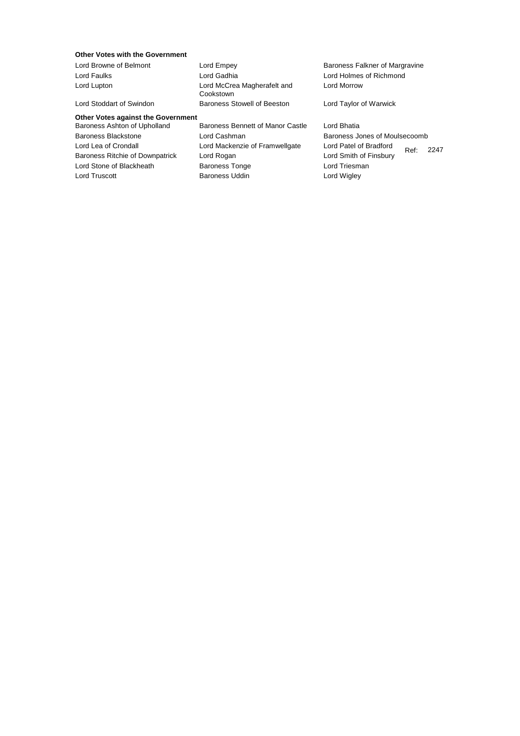**Other Votes with the Government**

| | | |
|---|---|---|
| Lord Browne of Belmont | Lord Empey | Baroness Falkner of Margravine |
| Lord Faulks | Lord Gadhia | Lord Holmes of Richmond |
| Lord Lupton | Lord McCrea Magherafelt and Cookstown | Lord Morrow |
| Lord Stoddart of Swindon | Baroness Stowell of Beeston | Lord Taylor of Warwick |

**Other Votes against the Government**

| | | |
|---|---|---|
| Baroness Ashton of Upholland | Baroness Bennett of Manor Castle | Lord Bhatia |
| Baroness Blackstone | Lord Cashman | Baroness Jones of Moulsecoomb |
| Lord Lea of Crondall | Lord Mackenzie of Framwellgate | Lord Patel of Bradford |
| Baroness Ritchie of Downpatrick | Lord Rogan | Lord Smith of Finsbury |
| Lord Stone of Blackheath | Baroness Tonge | Lord Triesman |
| Lord Truscott | Baroness Uddin | Lord Wigley |

Ref: 2247